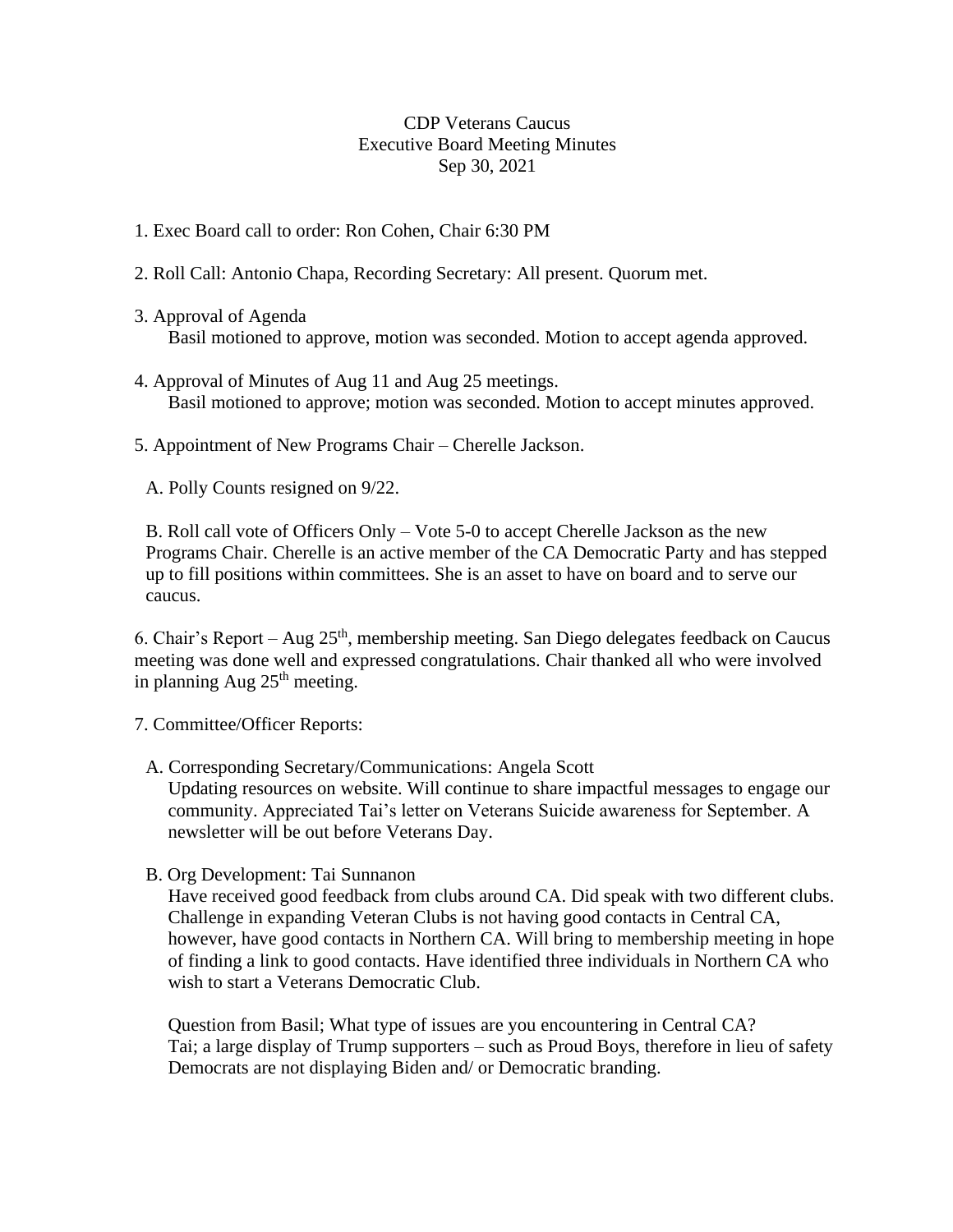CDP Veterans Caucus
Executive Board Meeting Minutes
Sep 30, 2021

1. Exec Board call to order: Ron Cohen, Chair 6:30 PM

2. Roll Call: Antonio Chapa, Recording Secretary: All present. Quorum met.

3. Approval of Agenda
   Basil motioned to approve, motion was seconded. Motion to accept agenda approved.

4. Approval of Minutes of Aug 11 and Aug 25 meetings.
   Basil motioned to approve; motion was seconded. Motion to accept minutes approved.

5. Appointment of New Programs Chair – Cherelle Jackson.

   A. Polly Counts resigned on 9/22.

   B. Roll call vote of Officers Only – Vote 5-0 to accept Cherelle Jackson as the new Programs Chair. Cherelle is an active member of the CA Democratic Party and has stepped up to fill positions within committees. She is an asset to have on board and to serve our caucus.

6. Chair's Report – Aug 25th, membership meeting. San Diego delegates feedback on Caucus meeting was done well and expressed congratulations. Chair thanked all who were involved in planning Aug 25th meeting.

7. Committee/Officer Reports:

   A. Corresponding Secretary/Communications: Angela Scott
      Updating resources on website. Will continue to share impactful messages to engage our community. Appreciated Tai's letter on Veterans Suicide awareness for September. A newsletter will be out before Veterans Day.

   B. Org Development: Tai Sunnanon
      Have received good feedback from clubs around CA. Did speak with two different clubs. Challenge in expanding Veteran Clubs is not having good contacts in Central CA, however, have good contacts in Northern CA. Will bring to membership meeting in hope of finding a link to good contacts. Have identified three individuals in Northern CA who wish to start a Veterans Democratic Club.

      Question from Basil; What type of issues are you encountering in Central CA?
      Tai; a large display of Trump supporters – such as Proud Boys, therefore in lieu of safety Democrats are not displaying Biden and/ or Democratic branding.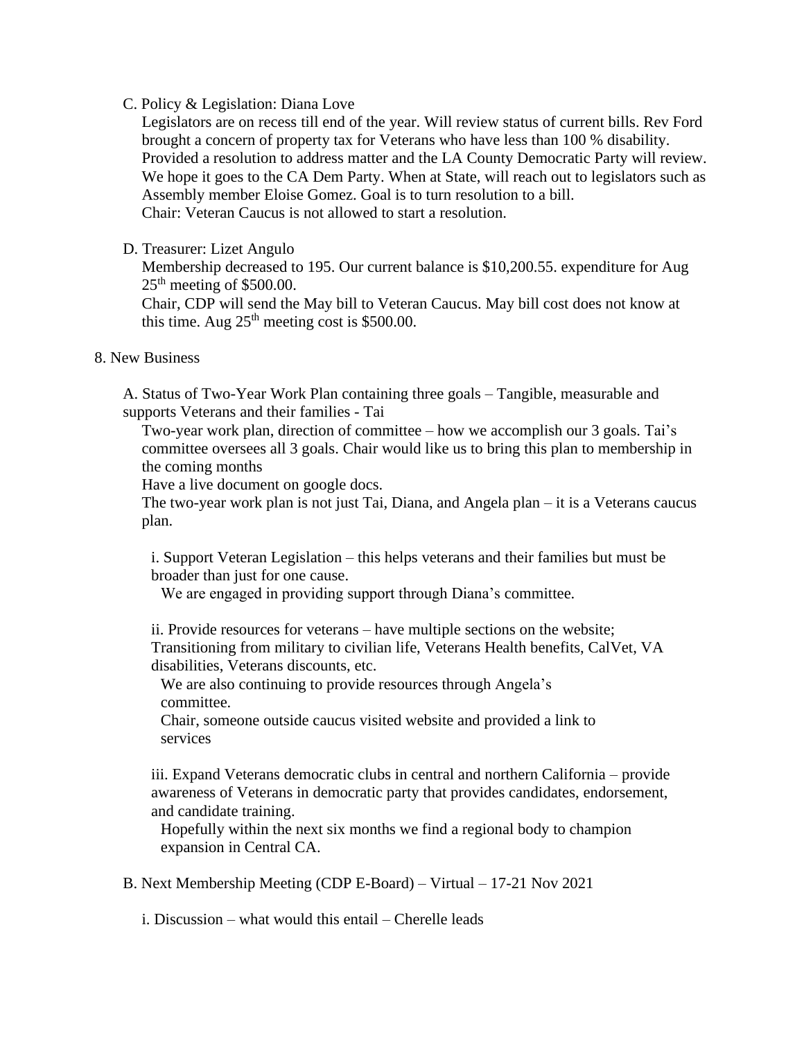C. Policy & Legislation: Diana Love

Legislators are on recess till end of the year. Will review status of current bills. Rev Ford brought a concern of property tax for Veterans who have less than 100 % disability. Provided a resolution to address matter and the LA County Democratic Party will review. We hope it goes to the CA Dem Party. When at State, will reach out to legislators such as Assembly member Eloise Gomez. Goal is to turn resolution to a bill.

Chair: Veteran Caucus is not allowed to start a resolution.

D. Treasurer: Lizet Angulo

Membership decreased to 195. Our current balance is $10,200.55. expenditure for Aug 25th meeting of $500.00.

Chair, CDP will send the May bill to Veteran Caucus. May bill cost does not know at this time. Aug 25th meeting cost is $500.00.

8. New Business

A. Status of Two-Year Work Plan containing three goals – Tangible, measurable and supports Veterans and their families - Tai

Two-year work plan, direction of committee – how we accomplish our 3 goals. Tai's committee oversees all 3 goals. Chair would like us to bring this plan to membership in the coming months

Have a live document on google docs.

The two-year work plan is not just Tai, Diana, and Angela plan – it is a Veterans caucus plan.

i. Support Veteran Legislation – this helps veterans and their families but must be broader than just for one cause.

We are engaged in providing support through Diana's committee.

ii. Provide resources for veterans – have multiple sections on the website; Transitioning from military to civilian life, Veterans Health benefits, CalVet, VA disabilities, Veterans discounts, etc.

We are also continuing to provide resources through Angela's committee.

Chair, someone outside caucus visited website and provided a link to services

iii. Expand Veterans democratic clubs in central and northern California – provide awareness of Veterans in democratic party that provides candidates, endorsement, and candidate training.

Hopefully within the next six months we find a regional body to champion expansion in Central CA.

B. Next Membership Meeting (CDP E-Board) – Virtual – 17-21 Nov 2021

i. Discussion – what would this entail – Cherelle leads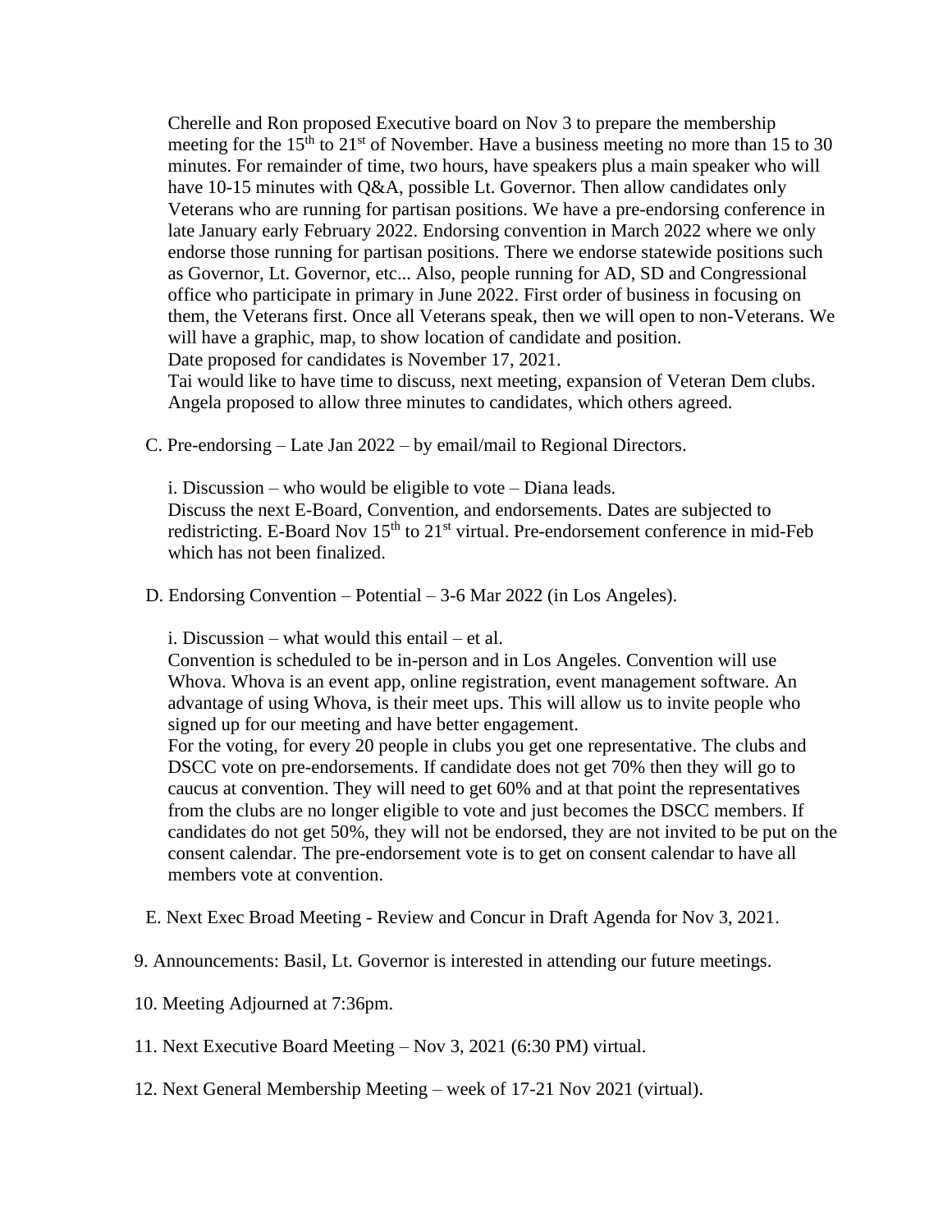Cherelle and Ron proposed Executive board on Nov 3 to prepare the membership meeting for the 15th to 21st of November. Have a business meeting no more than 15 to 30 minutes. For remainder of time, two hours, have speakers plus a main speaker who will have 10-15 minutes with Q&A, possible Lt. Governor. Then allow candidates only Veterans who are running for partisan positions. We have a pre-endorsing conference in late January early February 2022. Endorsing convention in March 2022 where we only endorse those running for partisan positions. There we endorse statewide positions such as Governor, Lt. Governor, etc... Also, people running for AD, SD and Congressional office who participate in primary in June 2022. First order of business in focusing on them, the Veterans first. Once all Veterans speak, then we will open to non-Veterans. We will have a graphic, map, to show location of candidate and position.
Date proposed for candidates is November 17, 2021.
Tai would like to have time to discuss, next meeting, expansion of Veteran Dem clubs.
Angela proposed to allow three minutes to candidates, which others agreed.

C. Pre-endorsing – Late Jan 2022 – by email/mail to Regional Directors.

i. Discussion – who would be eligible to vote – Diana leads.
Discuss the next E-Board, Convention, and endorsements. Dates are subjected to redistricting. E-Board Nov 15th to 21st virtual. Pre-endorsement conference in mid-Feb which has not been finalized.

D. Endorsing Convention – Potential – 3-6 Mar 2022 (in Los Angeles).

i. Discussion – what would this entail – et al.
Convention is scheduled to be in-person and in Los Angeles. Convention will use Whova. Whova is an event app, online registration, event management software. An advantage of using Whova, is their meet ups. This will allow us to invite people who signed up for our meeting and have better engagement.
For the voting, for every 20 people in clubs you get one representative. The clubs and DSCC vote on pre-endorsements. If candidate does not get 70% then they will go to caucus at convention. They will need to get 60% and at that point the representatives from the clubs are no longer eligible to vote and just becomes the DSCC members. If candidates do not get 50%, they will not be endorsed, they are not invited to be put on the consent calendar. The pre-endorsement vote is to get on consent calendar to have all members vote at convention.

E. Next Exec Broad Meeting - Review and Concur in Draft Agenda for Nov 3, 2021.

9. Announcements: Basil, Lt. Governor is interested in attending our future meetings.

10. Meeting Adjourned at 7:36pm.

11. Next Executive Board Meeting – Nov 3, 2021 (6:30 PM) virtual.

12. Next General Membership Meeting – week of 17-21 Nov 2021 (virtual).